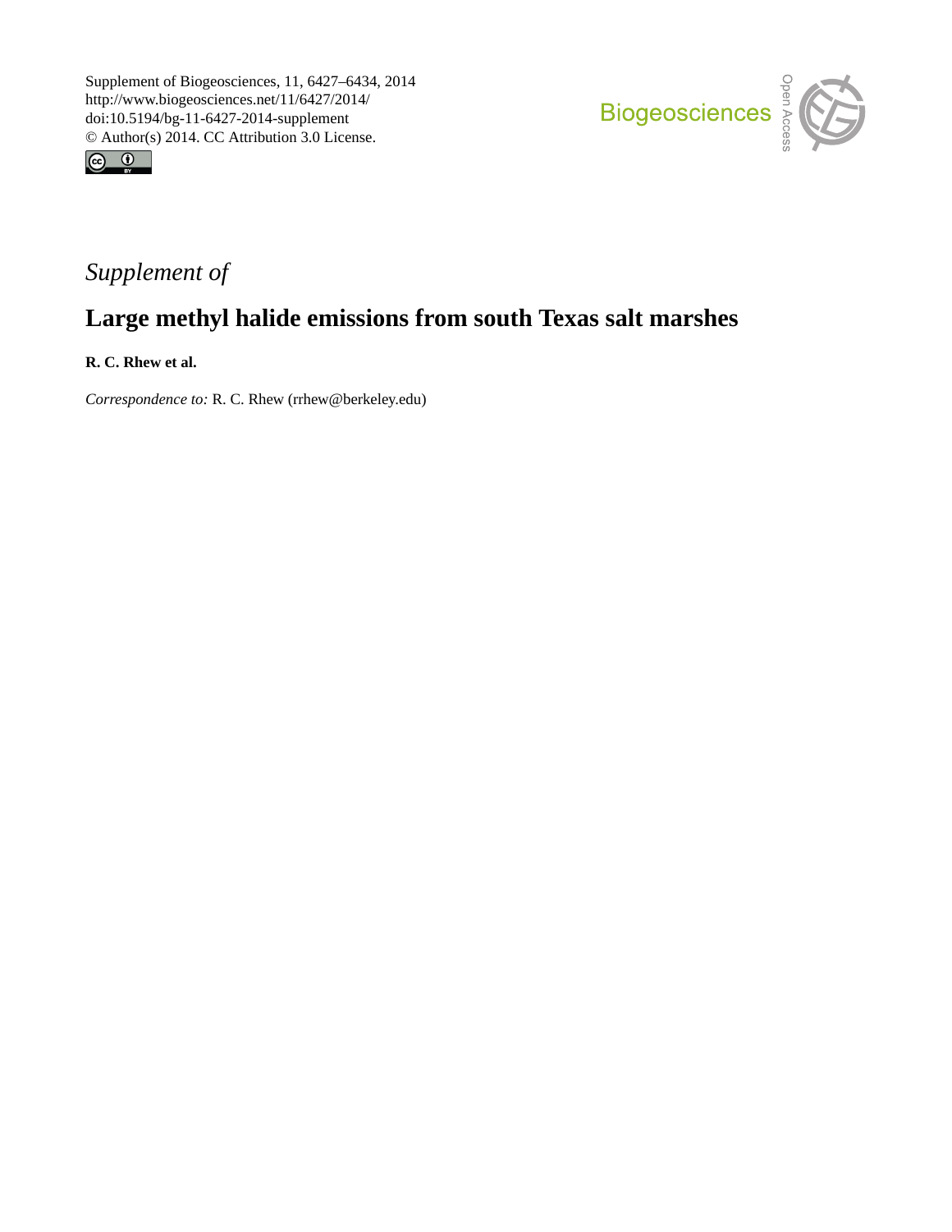Supplement of Biogeosciences, 11, 6427–6434, 2014
http://www.biogeosciences.net/11/6427/2014/
doi:10.5194/bg-11-6427-2014-supplement
© Author(s) 2014. CC Attribution 3.0 License.

*Supplement of*

# Large methyl halide emissions from south Texas salt marshes

**R. C. Rhew et al.**

*Correspondence to:* R. C. Rhew (rrhew@berkeley.edu)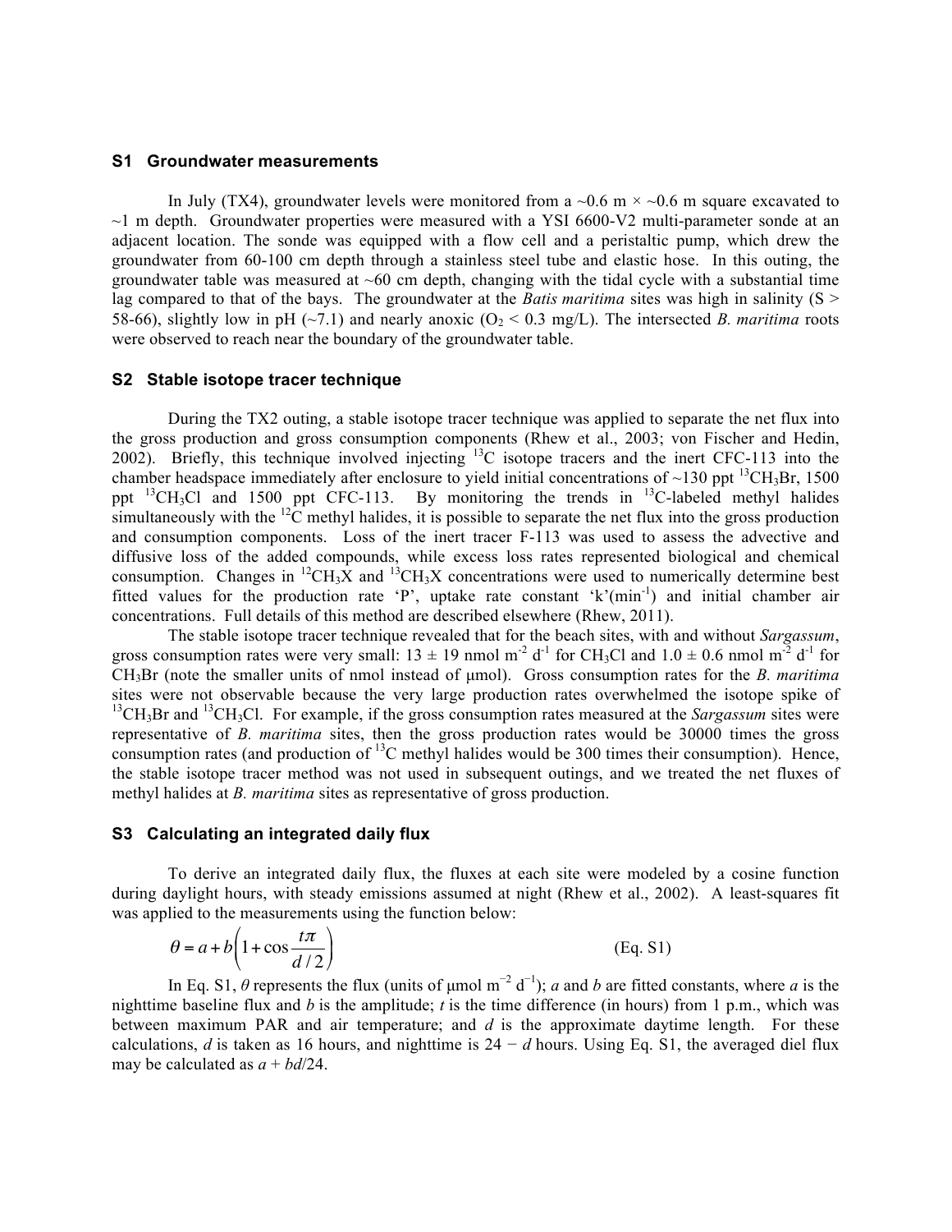## S1 Groundwater measurements

In July (TX4), groundwater levels were monitored from a ~0.6 m × ~0.6 m square excavated to ~1 m depth. Groundwater properties were measured with a YSI 6600-V2 multi-parameter sonde at an adjacent location. The sonde was equipped with a flow cell and a peristaltic pump, which drew the groundwater from 60-100 cm depth through a stainless steel tube and elastic hose. In this outing, the groundwater table was measured at ~60 cm depth, changing with the tidal cycle with a substantial time lag compared to that of the bays. The groundwater at the *Batis maritima* sites was high in salinity (S > 58-66), slightly low in pH (~7.1) and nearly anoxic ($O_2$ < 0.3 mg/L). The intersected *B. maritima* roots were observed to reach near the boundary of the groundwater table.

## S2 Stable isotope tracer technique

During the TX2 outing, a stable isotope tracer technique was applied to separate the net flux into the gross production and gross consumption components (Rhew et al., 2003; von Fischer and Hedin, 2002). Briefly, this technique involved injecting $^{13}C$ isotope tracers and the inert CFC-113 into the chamber headspace immediately after enclosure to yield initial concentrations of ~130 ppt $^{13}CH_3Br$, 1500 ppt $^{13}CH_3Cl$ and 1500 ppt CFC-113. By monitoring the trends in $^{13}C$-labeled methyl halides simultaneously with the $^{12}C$ methyl halides, it is possible to separate the net flux into the gross production and consumption components. Loss of the inert tracer F-113 was used to assess the advective and diffusive loss of the added compounds, while excess loss rates represented biological and chemical consumption. Changes in $^{12}CH_3X$ and $^{13}CH_3X$ concentrations were used to numerically determine best fitted values for the production rate 'P', uptake rate constant 'k'($min^{-1}$) and initial chamber air concentrations. Full details of this method are described elsewhere (Rhew, 2011).

The stable isotope tracer technique revealed that for the beach sites, with and without *Sargassum*, gross consumption rates were very small: 13 ± 19 nmol $m^{-2}$ $d^{-1}$ for $CH_3Cl$ and 1.0 ± 0.6 nmol $m^{-2}$ $d^{-1}$ for $CH_3Br$ (note the smaller units of nmol instead of μmol). Gross consumption rates for the *B. maritima* sites were not observable because the very large production rates overwhelmed the isotope spike of $^{13}CH_3Br$ and $^{13}CH_3Cl$. For example, if the gross consumption rates measured at the *Sargassum* sites were representative of *B. maritima* sites, then the gross production rates would be 30000 times the gross consumption rates (and production of $^{13}C$ methyl halides would be 300 times their consumption). Hence, the stable isotope tracer method was not used in subsequent outings, and we treated the net fluxes of methyl halides at *B. maritima* sites as representative of gross production.

## S3 Calculating an integrated daily flux

To derive an integrated daily flux, the fluxes at each site were modeled by a cosine function during daylight hours, with steady emissions assumed at night (Rhew et al., 2002). A least-squares fit was applied to the measurements using the function below:

$$\theta = a + b\left(1 + \cos\frac{t\pi}{d/2}\right) \qquad \text{(Eq. S1)}$$

In Eq. S1, $\theta$ represents the flux (units of μmol $m^{-2}$ $d^{-1}$); $a$ and $b$ are fitted constants, where $a$ is the nighttime baseline flux and $b$ is the amplitude; $t$ is the time difference (in hours) from 1 p.m., which was between maximum PAR and air temperature; and $d$ is the approximate daytime length. For these calculations, $d$ is taken as 16 hours, and nighttime is $24 - d$ hours. Using Eq. S1, the averaged diel flux may be calculated as $a + bd/24$.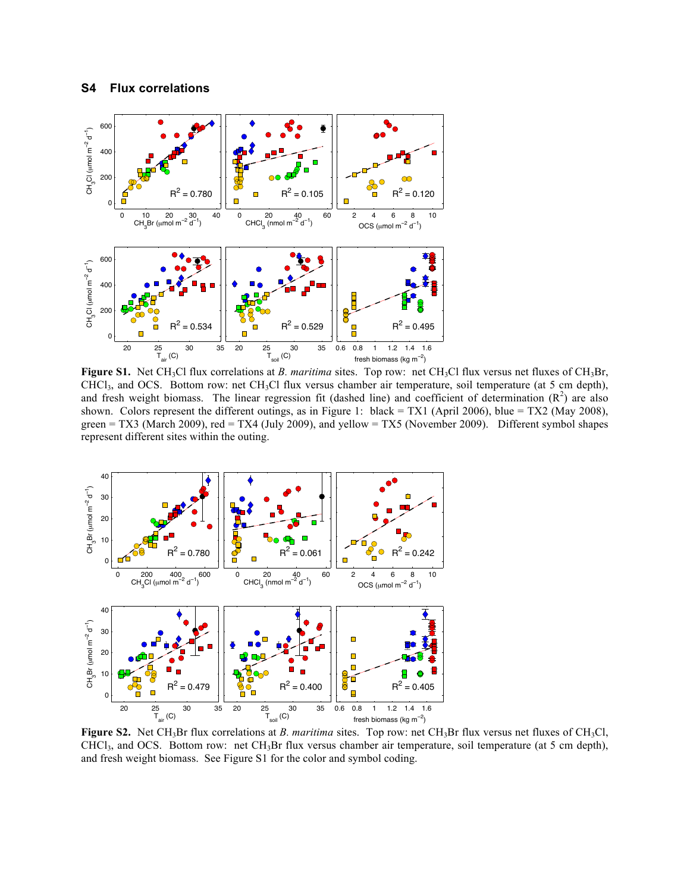## S4 Flux correlations

**Figure S1.** Net $CH_3Cl$ flux correlations at *B. maritima* sites. Top row: net $CH_3Cl$ flux versus net fluxes of $CH_3Br$, $CHCl_3$, and OCS. Bottom row: net $CH_3Cl$ flux versus chamber air temperature, soil temperature (at 5 cm depth), and fresh weight biomass. The linear regression fit (dashed line) and coefficient of determination ($R^2$) are also shown. Colors represent the different outings, as in Figure 1: black = TX1 (April 2006), blue = TX2 (May 2008), green = TX3 (March 2009), red = TX4 (July 2009), and yellow = TX5 (November 2009). Different symbol shapes represent different sites within the outing.

**Figure S2.** Net $CH_3Br$ flux correlations at *B. maritima* sites. Top row: net $CH_3Br$ flux versus net fluxes of $CH_3Cl$, $CHCl_3$, and OCS. Bottom row: net $CH_3Br$ flux versus chamber air temperature, soil temperature (at 5 cm depth), and fresh weight biomass. See Figure S1 for the color and symbol coding.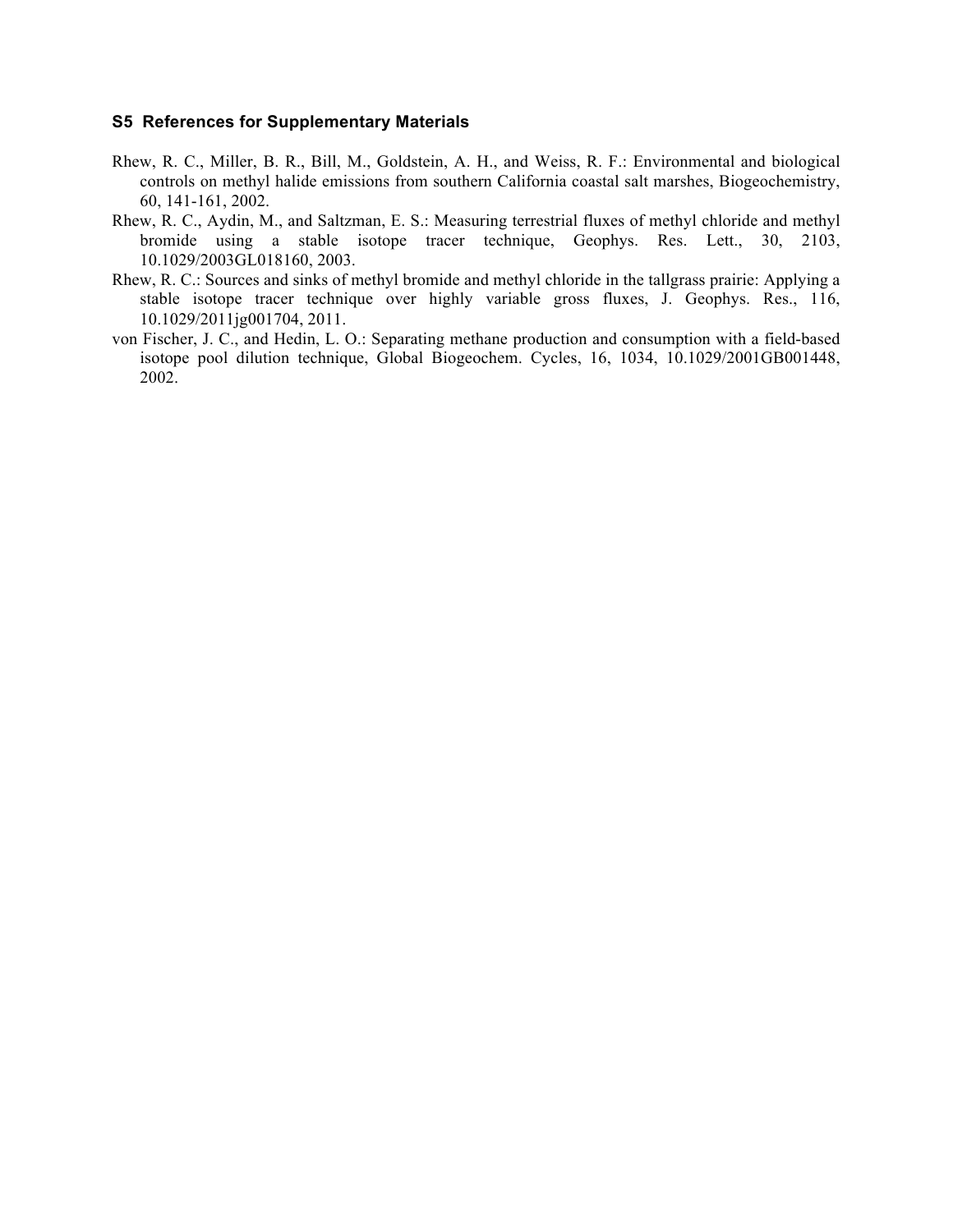### S5 References for Supplementary Materials

Rhew, R. C., Miller, B. R., Bill, M., Goldstein, A. H., and Weiss, R. F.: Environmental and biological controls on methyl halide emissions from southern California coastal salt marshes, Biogeochemistry, 60, 141-161, 2002.

Rhew, R. C., Aydin, M., and Saltzman, E. S.: Measuring terrestrial fluxes of methyl chloride and methyl bromide using a stable isotope tracer technique, Geophys. Res. Lett., 30, 2103, 10.1029/2003GL018160, 2003.

Rhew, R. C.: Sources and sinks of methyl bromide and methyl chloride in the tallgrass prairie: Applying a stable isotope tracer technique over highly variable gross fluxes, J. Geophys. Res., 116, 10.1029/2011jg001704, 2011.

von Fischer, J. C., and Hedin, L. O.: Separating methane production and consumption with a field-based isotope pool dilution technique, Global Biogeochem. Cycles, 16, 1034, 10.1029/2001GB001448, 2002.